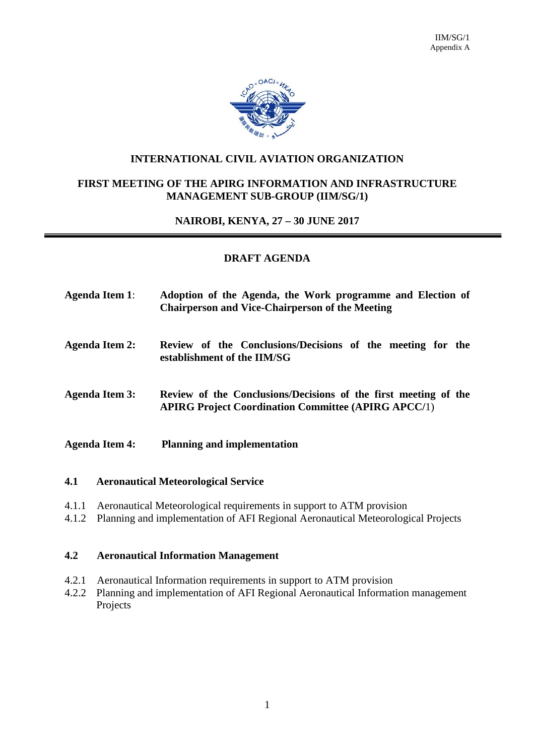IIM/SG/1
Appendix A

**INTERNATIONAL CIVIL AVIATION ORGANIZATION**

**FIRST MEETING OF THE APIRG INFORMATION AND INFRASTRUCTURE MANAGEMENT SUB-GROUP (IIM/SG/1)**

**NAIROBI, KENYA, 27 – 30 JUNE 2017**

# DRAFT AGENDA

**Agenda Item 1**: **Adoption of the Agenda, the Work programme and Election of Chairperson and Vice-Chairperson of the Meeting**

**Agenda Item 2: Review of the Conclusions/Decisions of the meeting for the establishment of the IIM/SG**

**Agenda Item 3: Review of the Conclusions/Decisions of the first meeting of the APIRG Project Coordination Committee (APIRG APCC/**1)

**Agenda Item 4: Planning and implementation**

## 4.1 Aeronautical Meteorological Service

4.1.1 Aeronautical Meteorological requirements in support to ATM provision

4.1.2 Planning and implementation of AFI Regional Aeronautical Meteorological Projects

## 4.2 Aeronautical Information Management

4.2.1 Aeronautical Information requirements in support to ATM provision

4.2.2 Planning and implementation of AFI Regional Aeronautical Information management Projects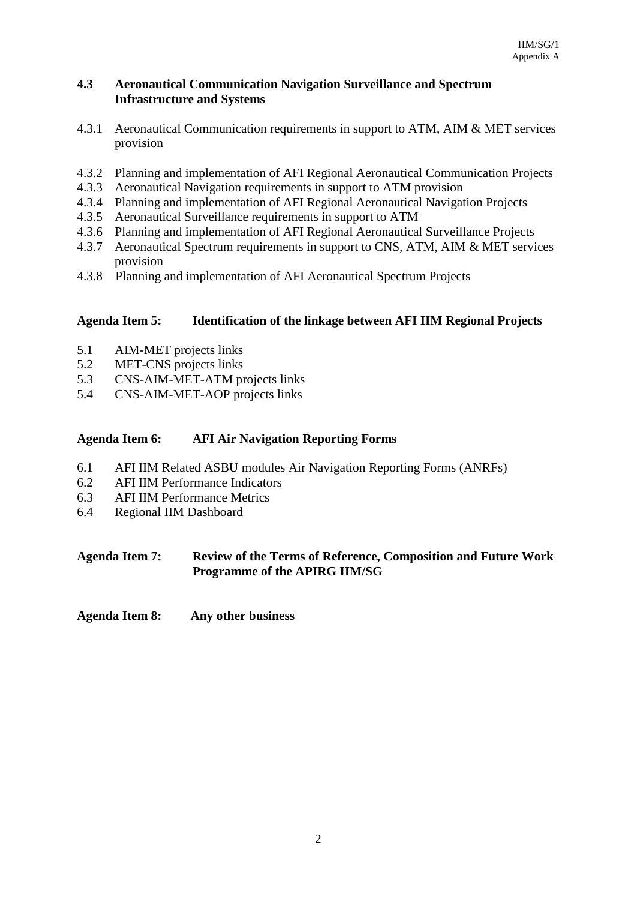**4.3 Aeronautical Communication Navigation Surveillance and Spectrum Infrastructure and Systems**

4.3.1 Aeronautical Communication requirements in support to ATM, AIM & MET services provision

4.3.2 Planning and implementation of AFI Regional Aeronautical Communication Projects
4.3.3 Aeronautical Navigation requirements in support to ATM provision
4.3.4 Planning and implementation of AFI Regional Aeronautical Navigation Projects
4.3.5 Aeronautical Surveillance requirements in support to ATM
4.3.6 Planning and implementation of AFI Regional Aeronautical Surveillance Projects
4.3.7 Aeronautical Spectrum requirements in support to CNS, ATM, AIM & MET services provision
4.3.8 Planning and implementation of AFI Aeronautical Spectrum Projects

**Agenda Item 5: Identification of the linkage between AFI IIM Regional Projects**

5.1 AIM-MET projects links
5.2 MET-CNS projects links
5.3 CNS-AIM-MET-ATM projects links
5.4 CNS-AIM-MET-AOP projects links

**Agenda Item 6: AFI Air Navigation Reporting Forms**

6.1 AFI IIM Related ASBU modules Air Navigation Reporting Forms (ANRFs)
6.2 AFI IIM Performance Indicators
6.3 AFI IIM Performance Metrics
6.4 Regional IIM Dashboard

**Agenda Item 7: Review of the Terms of Reference, Composition and Future Work Programme of the APIRG IIM/SG**

**Agenda Item 8: Any other business**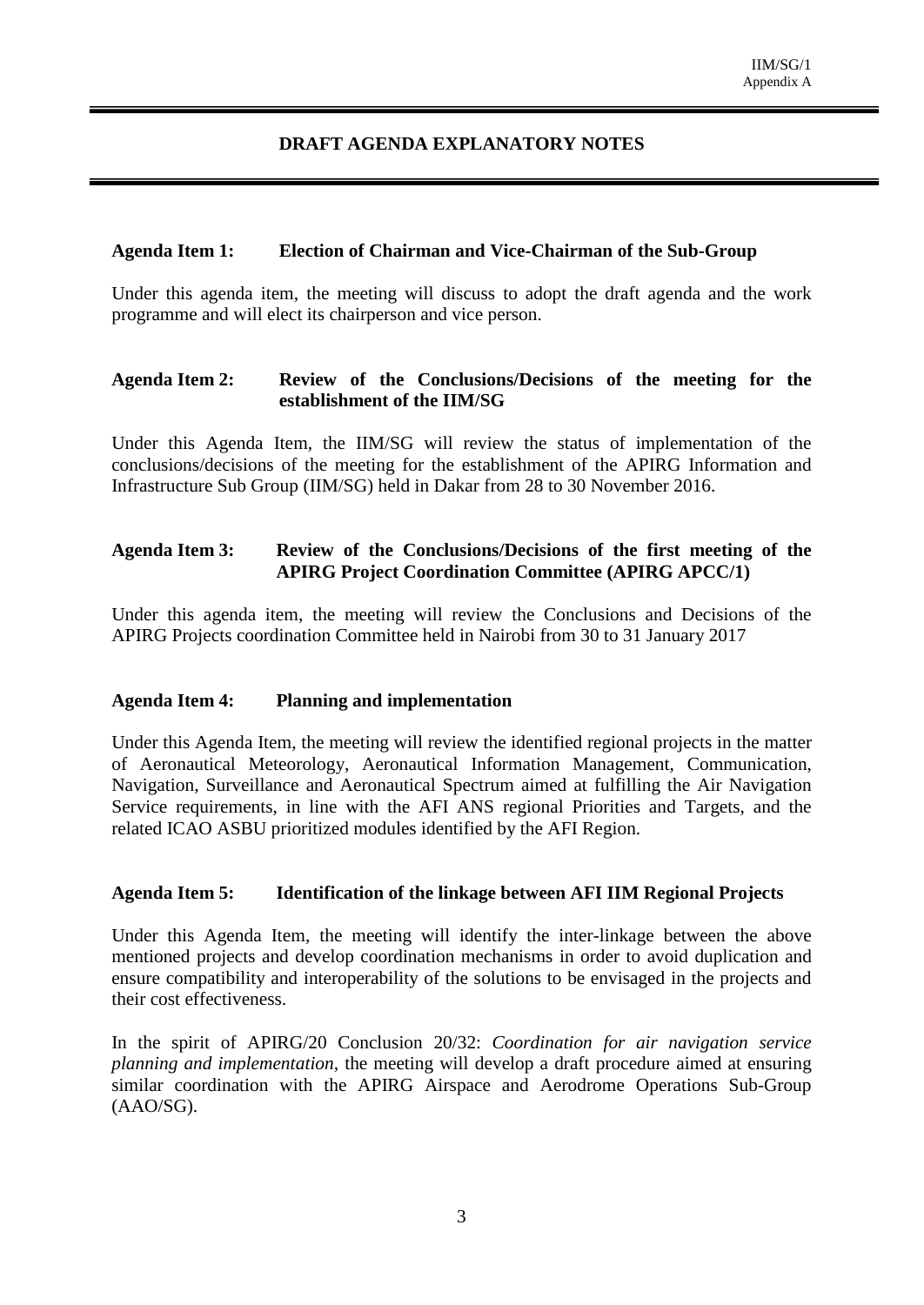# DRAFT AGENDA EXPLANATORY NOTES

**Agenda Item 1: Election of Chairman and Vice-Chairman of the Sub-Group**

Under this agenda item, the meeting will discuss to adopt the draft agenda and the work programme and will elect its chairperson and vice person.

**Agenda Item 2: Review of the Conclusions/Decisions of the meeting for the establishment of the IIM/SG**

Under this Agenda Item, the IIM/SG will review the status of implementation of the conclusions/decisions of the meeting for the establishment of the APIRG Information and Infrastructure Sub Group (IIM/SG) held in Dakar from 28 to 30 November 2016.

**Agenda Item 3: Review of the Conclusions/Decisions of the first meeting of the APIRG Project Coordination Committee (APIRG APCC/1)**

Under this agenda item, the meeting will review the Conclusions and Decisions of the APIRG Projects coordination Committee held in Nairobi from 30 to 31 January 2017

**Agenda Item 4: Planning and implementation**

Under this Agenda Item, the meeting will review the identified regional projects in the matter of Aeronautical Meteorology, Aeronautical Information Management, Communication, Navigation, Surveillance and Aeronautical Spectrum aimed at fulfilling the Air Navigation Service requirements, in line with the AFI ANS regional Priorities and Targets, and the related ICAO ASBU prioritized modules identified by the AFI Region.

**Agenda Item 5: Identification of the linkage between AFI IIM Regional Projects**

Under this Agenda Item, the meeting will identify the inter-linkage between the above mentioned projects and develop coordination mechanisms in order to avoid duplication and ensure compatibility and interoperability of the solutions to be envisaged in the projects and their cost effectiveness.

In the spirit of APIRG/20 Conclusion 20/32: *Coordination for air navigation service planning and implementation*, the meeting will develop a draft procedure aimed at ensuring similar coordination with the APIRG Airspace and Aerodrome Operations Sub-Group (AAO/SG).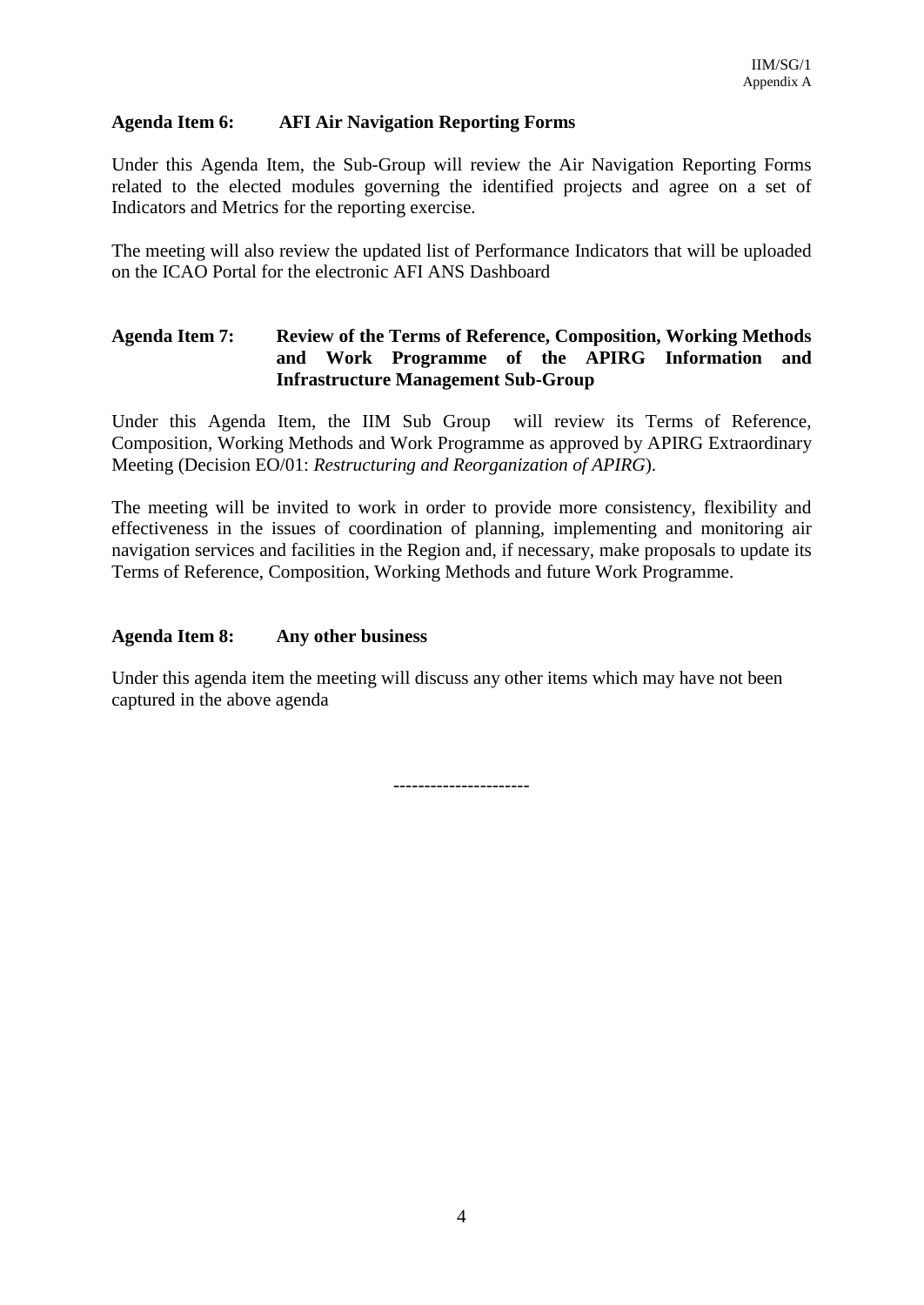**Agenda Item 6: AFI Air Navigation Reporting Forms**

Under this Agenda Item, the Sub-Group will review the Air Navigation Reporting Forms related to the elected modules governing the identified projects and agree on a set of Indicators and Metrics for the reporting exercise.

The meeting will also review the updated list of Performance Indicators that will be uploaded on the ICAO Portal for the electronic AFI ANS Dashboard

**Agenda Item 7: Review of the Terms of Reference, Composition, Working Methods and Work Programme of the APIRG Information and Infrastructure Management Sub-Group**

Under this Agenda Item, the IIM Sub Group will review its Terms of Reference, Composition, Working Methods and Work Programme as approved by APIRG Extraordinary Meeting (Decision EO/01: *Restructuring and Reorganization of APIRG*).

The meeting will be invited to work in order to provide more consistency, flexibility and effectiveness in the issues of coordination of planning, implementing and monitoring air navigation services and facilities in the Region and, if necessary, make proposals to update its Terms of Reference, Composition, Working Methods and future Work Programme.

**Agenda Item 8: Any other business**

Under this agenda item the meeting will discuss any other items which may have not been captured in the above agenda

---------------------